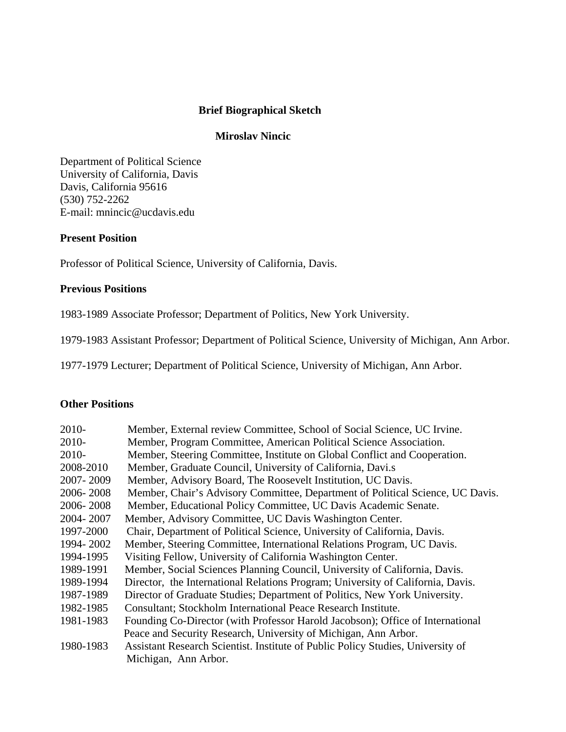**Brief Biographical Sketch**

**Miroslav Nincic**

Department of Political Science
University of California, Davis
Davis, California 95616
(530) 752-2262
E-mail: mnincic@ucdavis.edu

### Present Position

Professor of Political Science, University of California, Davis.

### Previous Positions

1983-1989 Associate Professor; Department of Politics, New York University.

1979-1983 Assistant Professor; Department of Political Science, University of Michigan, Ann Arbor.

1977-1979 Lecturer; Department of Political Science, University of Michigan, Ann Arbor.

### Other Positions

| | |
|---|---|
| 2010- | Member, External review Committee, School of Social Science, UC Irvine. |
| 2010- | Member, Program Committee, American Political Science Association. |
| 2010- | Member, Steering Committee, Institute on Global Conflict and Cooperation. |
| 2008-2010 | Member, Graduate Council, University of California, Davi.s |
| 2007- 2009 | Member, Advisory Board, The Roosevelt Institution, UC Davis. |
| 2006- 2008 | Member, Chair's Advisory Committee, Department of Political Science, UC Davis. |
| 2006- 2008 | Member, Educational Policy Committee, UC Davis Academic Senate. |
| 2004- 2007 | Member, Advisory Committee, UC Davis Washington Center. |
| 1997-2000 | Chair, Department of Political Science, University of California, Davis. |
| 1994- 2002 | Member, Steering Committee, International Relations Program, UC Davis. |
| 1994-1995 | Visiting Fellow, University of California Washington Center. |
| 1989-1991 | Member, Social Sciences Planning Council, University of California, Davis. |
| 1989-1994 | Director, the International Relations Program; University of California, Davis. |
| 1987-1989 | Director of Graduate Studies; Department of Politics, New York University. |
| 1982-1985 | Consultant; Stockholm International Peace Research Institute. |
| 1981-1983 | Founding Co-Director (with Professor Harold Jacobson); Office of International Peace and Security Research, University of Michigan, Ann Arbor. |
| 1980-1983 | Assistant Research Scientist. Institute of Public Policy Studies, University of Michigan, Ann Arbor. |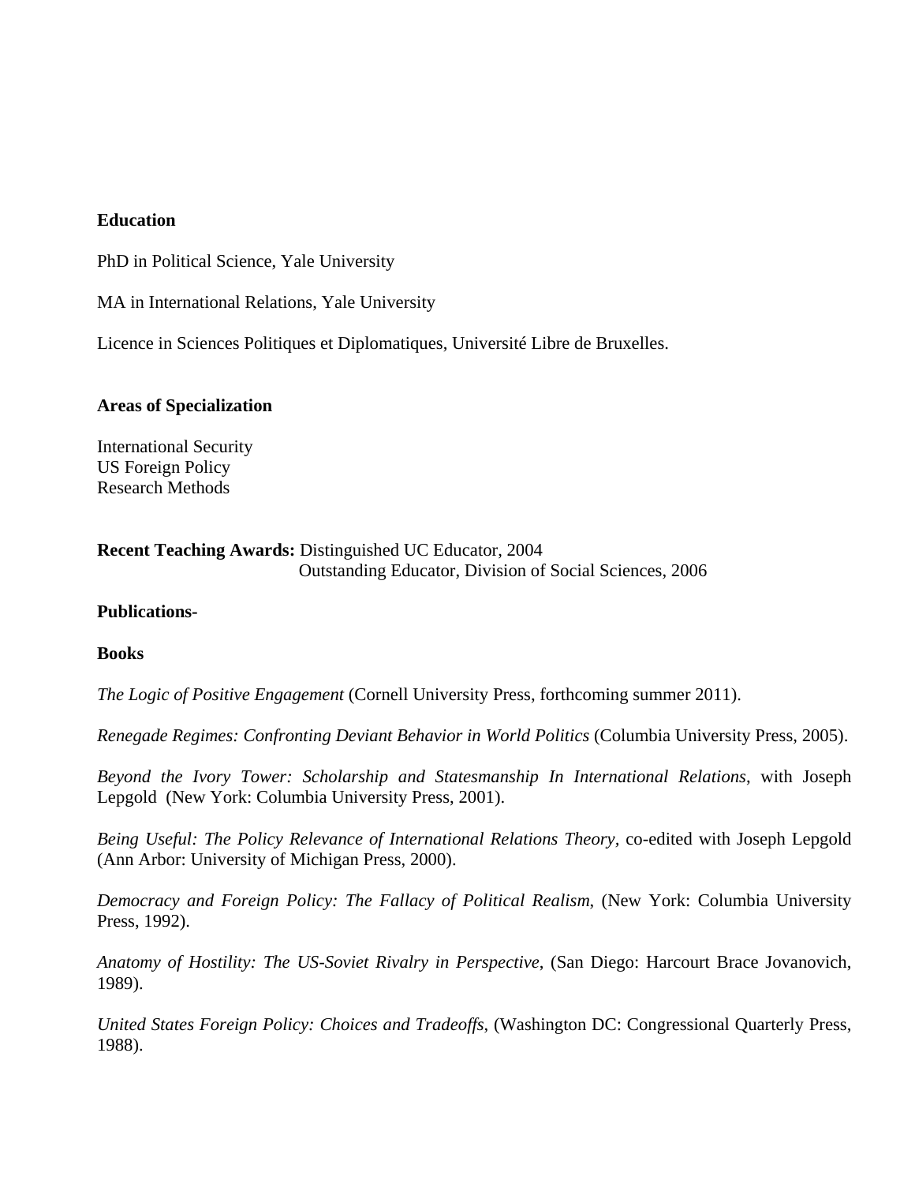**Education**

PhD in Political Science, Yale University

MA in International Relations, Yale University

Licence in Sciences Politiques et Diplomatiques, Université Libre de Bruxelles.

**Areas of Specialization**

International Security
US Foreign Policy
Research Methods

**Recent Teaching Awards:** Distinguished UC Educator, 2004
Outstanding Educator, Division of Social Sciences, 2006

**Publications-**

**Books**

*The Logic of Positive Engagement* (Cornell University Press, forthcoming summer 2011).

*Renegade Regimes: Confronting Deviant Behavior in World Politics* (Columbia University Press, 2005).

*Beyond the Ivory Tower: Scholarship and Statesmanship In International Relations*, with Joseph Lepgold (New York: Columbia University Press, 2001).

*Being Useful: The Policy Relevance of International Relations Theory*, co-edited with Joseph Lepgold (Ann Arbor: University of Michigan Press, 2000).

*Democracy and Foreign Policy: The Fallacy of Political Realism,* (New York: Columbia University Press, 1992).

*Anatomy of Hostility: The US-Soviet Rivalry in Perspective*, (San Diego: Harcourt Brace Jovanovich, 1989).

*United States Foreign Policy: Choices and Tradeoffs*, (Washington DC: Congressional Quarterly Press, 1988).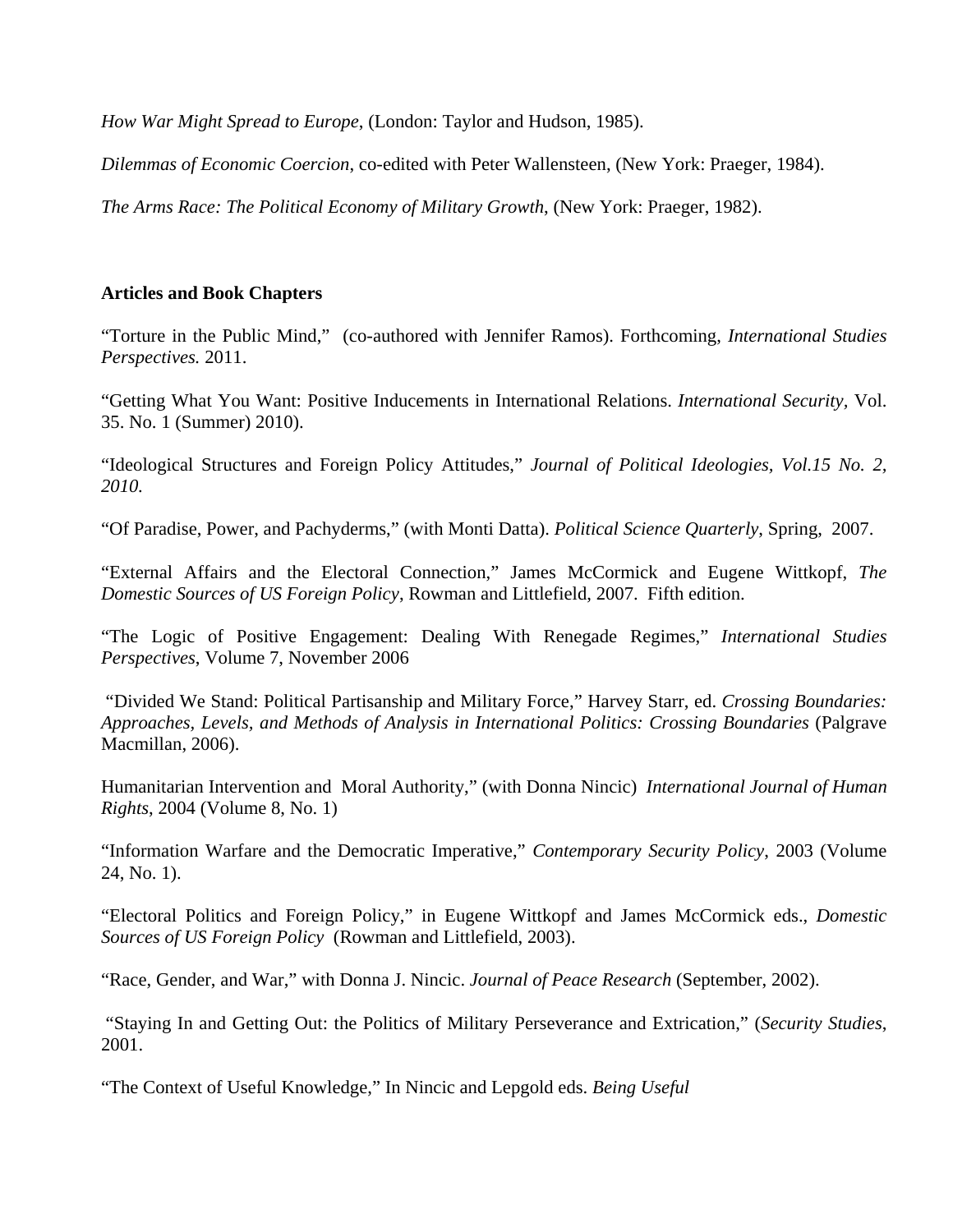*How War Might Spread to Europe*, (London: Taylor and Hudson, 1985).

*Dilemmas of Economic Coercion*, co-edited with Peter Wallensteen, (New York: Praeger, 1984).

*The Arms Race: The Political Economy of Military Growth*, (New York: Praeger, 1982).

**Articles and Book Chapters**

"Torture in the Public Mind," (co-authored with Jennifer Ramos). Forthcoming, *International Studies Perspectives.* 2011.

"Getting What You Want: Positive Inducements in International Relations. *International Security*, Vol. 35. No. 1 (Summer) 2010).

"Ideological Structures and Foreign Policy Attitudes," *Journal of Political Ideologies, Vol.15 No. 2, 2010.*

"Of Paradise, Power, and Pachyderms," (with Monti Datta). *Political Science Quarterly*, Spring, 2007.

"External Affairs and the Electoral Connection," James McCormick and Eugene Wittkopf, *The Domestic Sources of US Foreign Policy*, Rowman and Littlefield, 2007. Fifth edition.

"The Logic of Positive Engagement: Dealing With Renegade Regimes," *International Studies Perspectives*, Volume 7, November 2006

"Divided We Stand: Political Partisanship and Military Force," Harvey Starr, ed. *Crossing Boundaries: Approaches, Levels, and Methods of Analysis in International Politics: Crossing Boundaries* (Palgrave Macmillan, 2006).

Humanitarian Intervention and Moral Authority," (with Donna Nincic) *International Journal of Human Rights*, 2004 (Volume 8, No. 1)

"Information Warfare and the Democratic Imperative," *Contemporary Security Policy*, 2003 (Volume 24, No. 1).

"Electoral Politics and Foreign Policy," in Eugene Wittkopf and James McCormick eds., *Domestic Sources of US Foreign Policy* (Rowman and Littlefield, 2003).

"Race, Gender, and War," with Donna J. Nincic. *Journal of Peace Research* (September, 2002).

"Staying In and Getting Out: the Politics of Military Perseverance and Extrication," (*Security Studies*, 2001.

"The Context of Useful Knowledge," In Nincic and Lepgold eds. *Being Useful*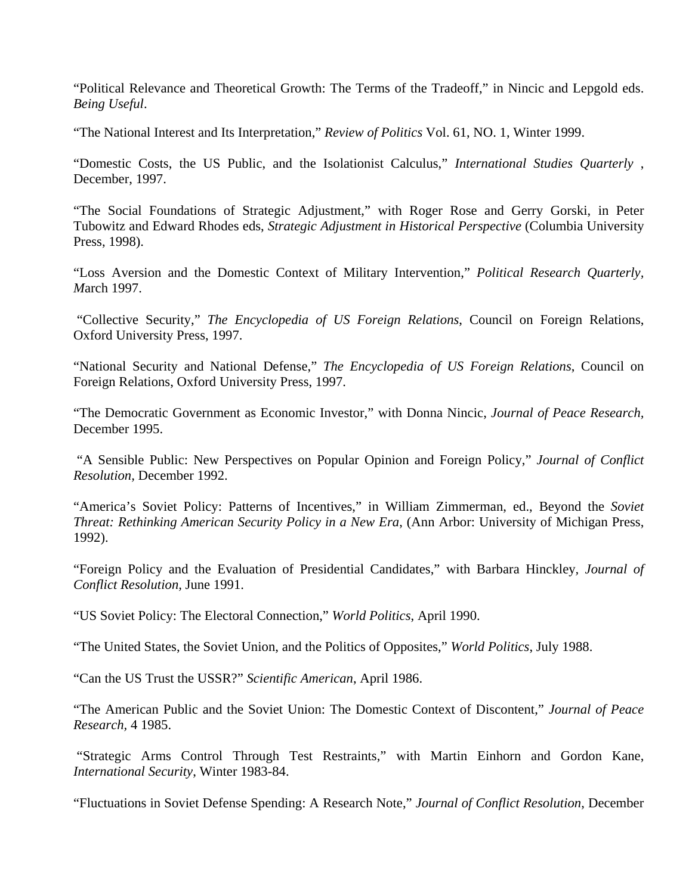"Political Relevance and Theoretical Growth: The Terms of the Tradeoff," in Nincic and Lepgold eds. *Being Useful*.

"The National Interest and Its Interpretation," *Review of Politics* Vol. 61, NO. 1, Winter 1999.

"Domestic Costs, the US Public, and the Isolationist Calculus," *International Studies Quarterly* , December, 1997.

"The Social Foundations of Strategic Adjustment," with Roger Rose and Gerry Gorski, in Peter Tubowitz and Edward Rhodes eds, *Strategic Adjustment in Historical Perspective* (Columbia University Press, 1998).

"Loss Aversion and the Domestic Context of Military Intervention," *Political Research Quarterly*, *M*arch 1997.

"Collective Security," *The Encyclopedia of US Foreign Relations*, Council on Foreign Relations, Oxford University Press, 1997.

"National Security and National Defense," *The Encyclopedia of US Foreign Relations*, Council on Foreign Relations, Oxford University Press, 1997.

"The Democratic Government as Economic Investor," with Donna Nincic, *Journal of Peace Research*, December 1995.

"A Sensible Public: New Perspectives on Popular Opinion and Foreign Policy," *Journal of Conflict Resolution*, December 1992.

"America's Soviet Policy: Patterns of Incentives," in William Zimmerman, ed., Beyond the *Soviet Threat: Rethinking American Security Policy in a New Era*, (Ann Arbor: University of Michigan Press, 1992).

"Foreign Policy and the Evaluation of Presidential Candidates," with Barbara Hinckley, *Journal of Conflict Resolution*, June 1991.

"US Soviet Policy: The Electoral Connection," *World Politics*, April 1990.

"The United States, the Soviet Union, and the Politics of Opposites," *World Politics*, July 1988.

"Can the US Trust the USSR?" *Scientific American*, April 1986.

"The American Public and the Soviet Union: The Domestic Context of Discontent," *Journal of Peace Research*, 4 1985.

"Strategic Arms Control Through Test Restraints," with Martin Einhorn and Gordon Kane, *International Security*, Winter 1983-84.

"Fluctuations in Soviet Defense Spending: A Research Note," *Journal of Conflict Resolution*, December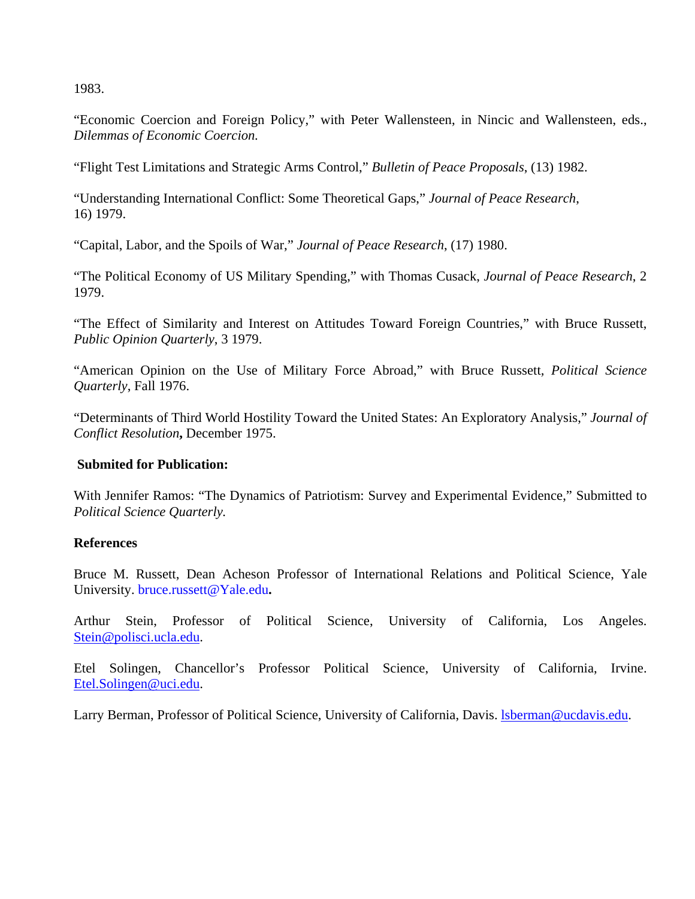1983.

"Economic Coercion and Foreign Policy," with Peter Wallensteen, in Nincic and Wallensteen, eds., *Dilemmas of Economic Coercion.*

"Flight Test Limitations and Strategic Arms Control," *Bulletin of Peace Proposals*, (13) 1982.

"Understanding International Conflict: Some Theoretical Gaps," *Journal of Peace Research*, 16) 1979.

"Capital, Labor, and the Spoils of War," *Journal of Peace Research*, (17) 1980.

"The Political Economy of US Military Spending," with Thomas Cusack, *Journal of Peace Research*, 2 1979.

"The Effect of Similarity and Interest on Attitudes Toward Foreign Countries," with Bruce Russett, *Public Opinion Quarterly*, 3 1979.

"American Opinion on the Use of Military Force Abroad," with Bruce Russett, *Political Science Quarterly*, Fall 1976.

"Determinants of Third World Hostility Toward the United States: An Exploratory Analysis," *Journal of Conflict Resolution***,** December 1975.

**Submited for Publication:**

With Jennifer Ramos: "The Dynamics of Patriotism: Survey and Experimental Evidence," Submitted to *Political Science Quarterly.*

**References**

Bruce M. Russett, Dean Acheson Professor of International Relations and Political Science, Yale University. bruce.russett@Yale.edu**.**

Arthur Stein, Professor of Political Science, University of California, Los Angeles. Stein@polisci.ucla.edu.

Etel Solingen, Chancellor's Professor Political Science, University of California, Irvine. Etel.Solingen@uci.edu.

Larry Berman, Professor of Political Science, University of California, Davis. lsberman@ucdavis.edu.